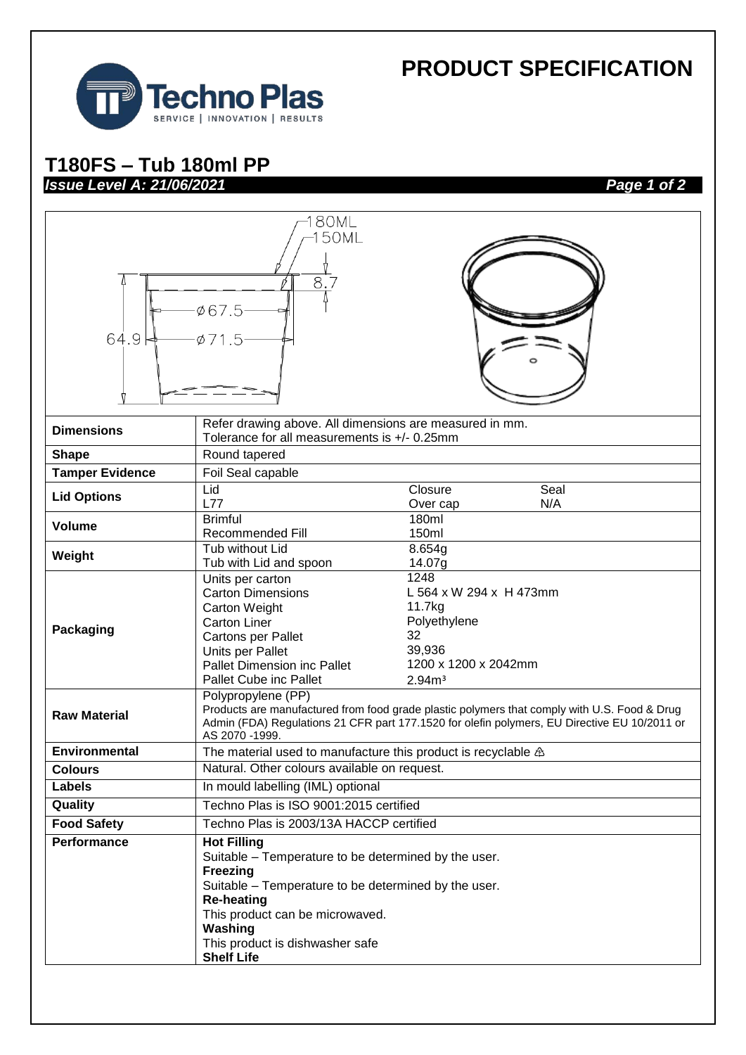# PRODUCT SPECIFICATION

## T180FS – Tub 180ml PP

***Issue Level A: 21/06/2021***

| | |
|---|---|
| **Dimensions** | Refer drawing above. All dimensions are measured in mm. Tolerance for all measurements is +/- 0.25mm |
| **Shape** | Round tapered |
| **Tamper Evidence** | Foil Seal capable |
| **Lid Options** | Lid: L77 — Closure: Over cap — Seal: N/A |
| **Volume** | Brimful: 180ml<br>Recommended Fill: 150ml |
| **Weight** | Tub without Lid: 8.654g<br>Tub with Lid and spoon: 14.07g |
| **Packaging** | Units per carton: 1248<br>Carton Dimensions: L 564 x W 294 x H 473mm<br>Carton Weight: 11.7kg<br>Carton Liner: Polyethylene<br>Cartons per Pallet: 32<br>Units per Pallet: 39,936<br>Pallet Dimension inc Pallet: 1200 x 1200 x 2042mm<br>Pallet Cube inc Pallet: 2.94m³ |
| **Raw Material** | Polypropylene (PP)<br>Products are manufactured from food grade plastic polymers that comply with U.S. Food & Drug Admin (FDA) Regulations 21 CFR part 177.1520 for olefin polymers, EU Directive EU 10/2011 or AS 2070 -1999. |
| **Environmental** | The material used to manufacture this product is recyclable ♳ |
| **Colours** | Natural. Other colours available on request. |
| **Labels** | In mould labelling (IML) optional |
| **Quality** | Techno Plas is ISO 9001:2015 certified |
| **Food Safety** | Techno Plas is 2003/13A HACCP certified |
| **Performance** | **Hot Filling**<br>Suitable – Temperature to be determined by the user.<br>**Freezing**<br>Suitable – Temperature to be determined by the user.<br>**Re-heating**<br>This product can be microwaved.<br>**Washing**<br>This product is dishwasher safe<br>**Shelf Life** |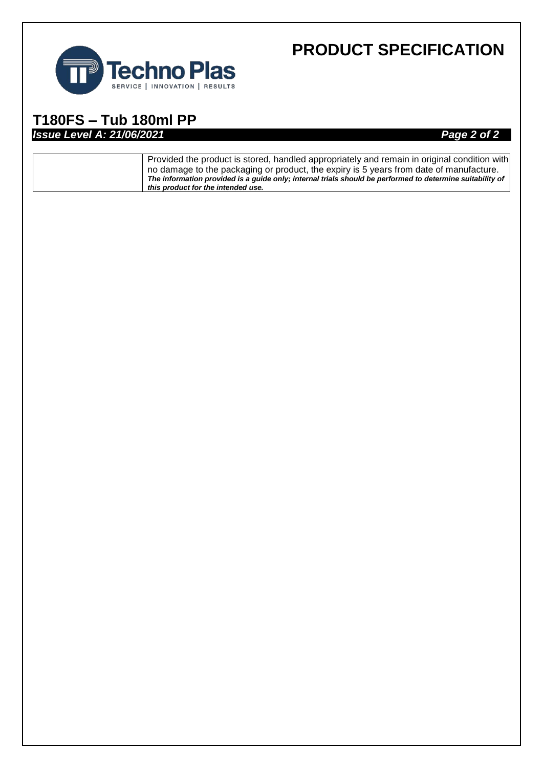| | |
|---|---|
| | Provided the product is stored, handled appropriately and remain in original condition with no damage to the packaging or product, the expiry is 5 years from date of manufacture. ***The information provided is a guide only; internal trials should be performed to determine suitability of this product for the intended use.*** |